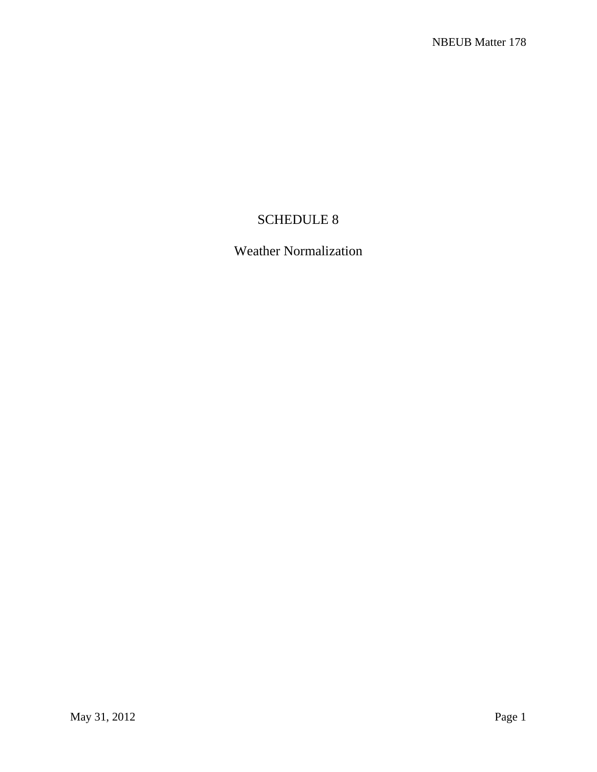# SCHEDULE 8

## Weather Normalization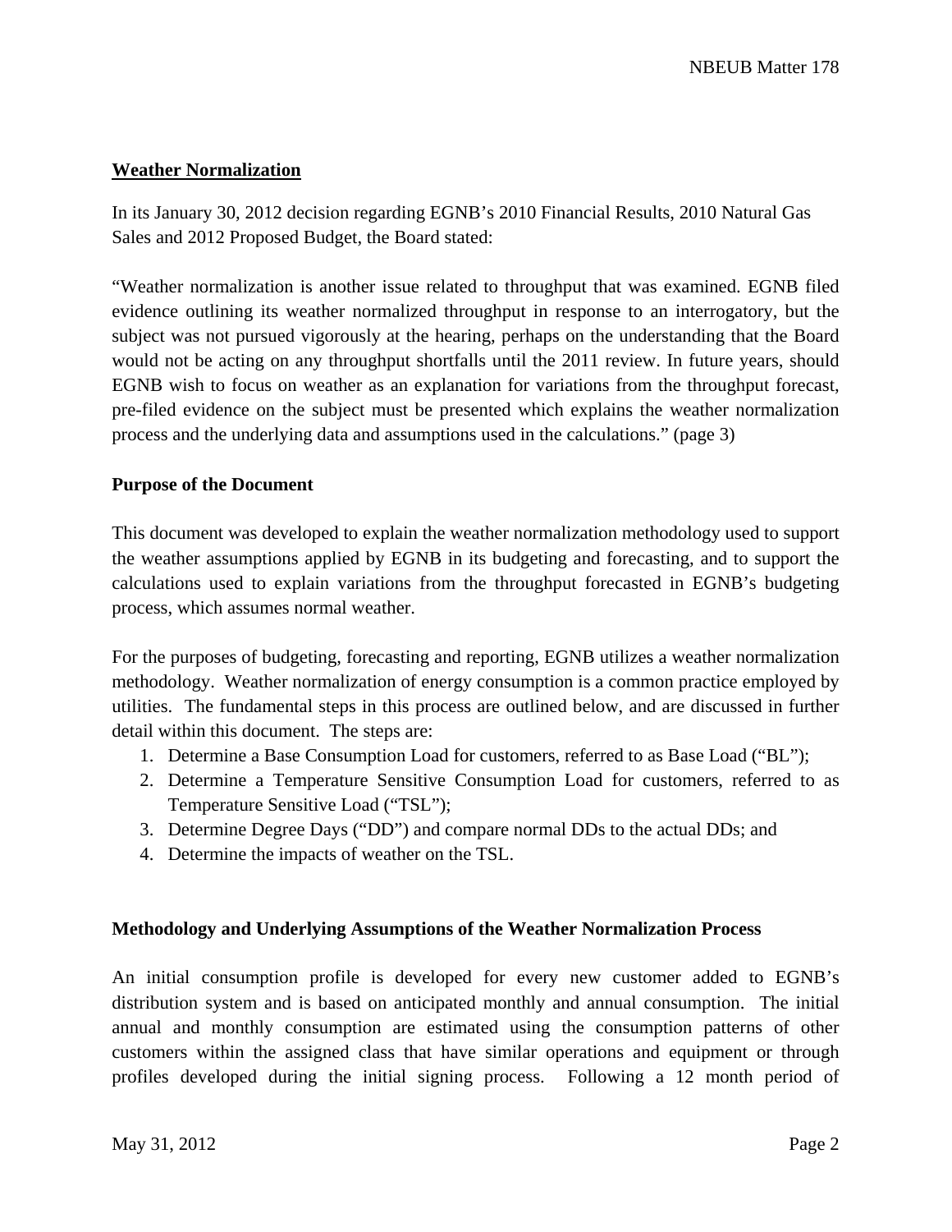## Weather Normalization

In its January 30, 2012 decision regarding EGNB's 2010 Financial Results, 2010 Natural Gas Sales and 2012 Proposed Budget, the Board stated:

"Weather normalization is another issue related to throughput that was examined. EGNB filed evidence outlining its weather normalized throughput in response to an interrogatory, but the subject was not pursued vigorously at the hearing, perhaps on the understanding that the Board would not be acting on any throughput shortfalls until the 2011 review. In future years, should EGNB wish to focus on weather as an explanation for variations from the throughput forecast, pre-filed evidence on the subject must be presented which explains the weather normalization process and the underlying data and assumptions used in the calculations." (page 3)

**Purpose of the Document**

This document was developed to explain the weather normalization methodology used to support the weather assumptions applied by EGNB in its budgeting and forecasting, and to support the calculations used to explain variations from the throughput forecasted in EGNB's budgeting process, which assumes normal weather.

For the purposes of budgeting, forecasting and reporting, EGNB utilizes a weather normalization methodology. Weather normalization of energy consumption is a common practice employed by utilities. The fundamental steps in this process are outlined below, and are discussed in further detail within this document. The steps are:

1. Determine a Base Consumption Load for customers, referred to as Base Load ("BL");
2. Determine a Temperature Sensitive Consumption Load for customers, referred to as Temperature Sensitive Load ("TSL");
3. Determine Degree Days ("DD") and compare normal DDs to the actual DDs; and
4. Determine the impacts of weather on the TSL.

**Methodology and Underlying Assumptions of the Weather Normalization Process**

An initial consumption profile is developed for every new customer added to EGNB's distribution system and is based on anticipated monthly and annual consumption. The initial annual and monthly consumption are estimated using the consumption patterns of other customers within the assigned class that have similar operations and equipment or through profiles developed during the initial signing process. Following a 12 month period of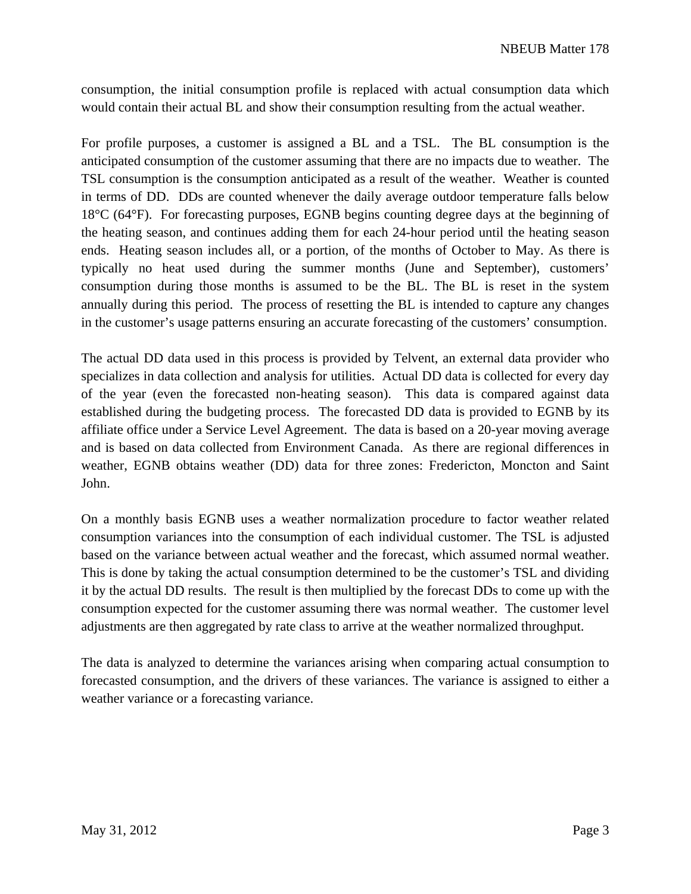consumption, the initial consumption profile is replaced with actual consumption data which would contain their actual BL and show their consumption resulting from the actual weather.

For profile purposes, a customer is assigned a BL and a TSL. The BL consumption is the anticipated consumption of the customer assuming that there are no impacts due to weather. The TSL consumption is the consumption anticipated as a result of the weather. Weather is counted in terms of DD. DDs are counted whenever the daily average outdoor temperature falls below 18°C (64°F). For forecasting purposes, EGNB begins counting degree days at the beginning of the heating season, and continues adding them for each 24-hour period until the heating season ends. Heating season includes all, or a portion, of the months of October to May. As there is typically no heat used during the summer months (June and September), customers' consumption during those months is assumed to be the BL. The BL is reset in the system annually during this period. The process of resetting the BL is intended to capture any changes in the customer's usage patterns ensuring an accurate forecasting of the customers' consumption.

The actual DD data used in this process is provided by Telvent, an external data provider who specializes in data collection and analysis for utilities. Actual DD data is collected for every day of the year (even the forecasted non-heating season). This data is compared against data established during the budgeting process. The forecasted DD data is provided to EGNB by its affiliate office under a Service Level Agreement. The data is based on a 20-year moving average and is based on data collected from Environment Canada. As there are regional differences in weather, EGNB obtains weather (DD) data for three zones: Fredericton, Moncton and Saint John.

On a monthly basis EGNB uses a weather normalization procedure to factor weather related consumption variances into the consumption of each individual customer. The TSL is adjusted based on the variance between actual weather and the forecast, which assumed normal weather. This is done by taking the actual consumption determined to be the customer's TSL and dividing it by the actual DD results. The result is then multiplied by the forecast DDs to come up with the consumption expected for the customer assuming there was normal weather. The customer level adjustments are then aggregated by rate class to arrive at the weather normalized throughput.

The data is analyzed to determine the variances arising when comparing actual consumption to forecasted consumption, and the drivers of these variances. The variance is assigned to either a weather variance or a forecasting variance.